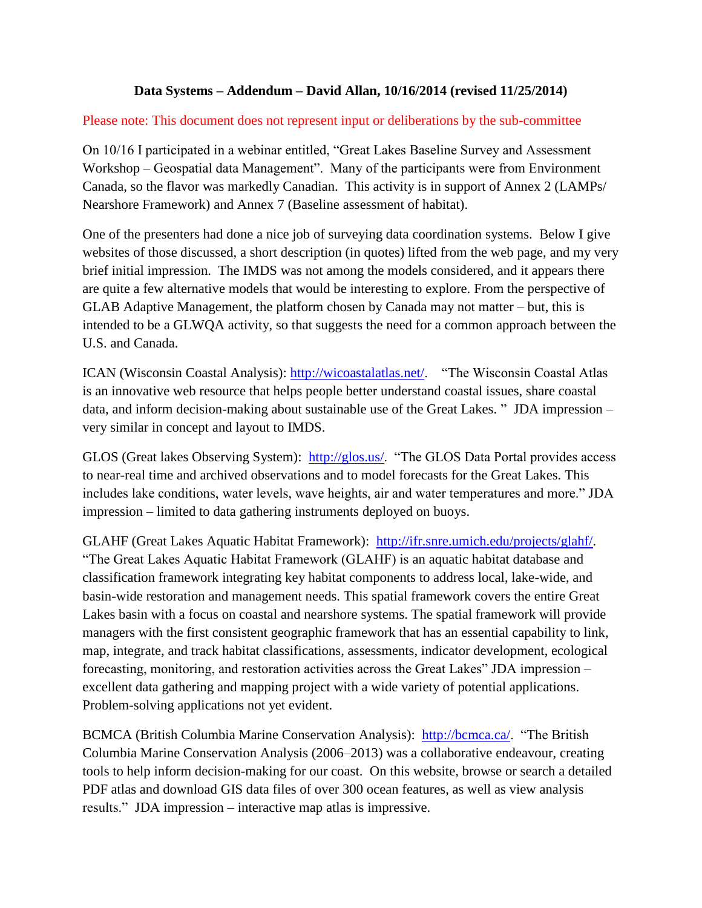**Data Systems – Addendum – David Allan, 10/16/2014 (revised 11/25/2014)**

Please note: This document does not represent input or deliberations by the sub-committee

On 10/16 I participated in a webinar entitled, "Great Lakes Baseline Survey and Assessment Workshop – Geospatial data Management". Many of the participants were from Environment Canada, so the flavor was markedly Canadian. This activity is in support of Annex 2 (LAMPs/ Nearshore Framework) and Annex 7 (Baseline assessment of habitat).

One of the presenters had done a nice job of surveying data coordination systems. Below I give websites of those discussed, a short description (in quotes) lifted from the web page, and my very brief initial impression. The IMDS was not among the models considered, and it appears there are quite a few alternative models that would be interesting to explore. From the perspective of GLAB Adaptive Management, the platform chosen by Canada may not matter – but, this is intended to be a GLWQA activity, so that suggests the need for a common approach between the U.S. and Canada.

ICAN (Wisconsin Coastal Analysis): [http://wicoastalatlas.net/](http://wicoastalatlas.net/). "The Wisconsin Coastal Atlas is an innovative web resource that helps people better understand coastal issues, share coastal data, and inform decision-making about sustainable use of the Great Lakes. " JDA impression – very similar in concept and layout to IMDS.

GLOS (Great lakes Observing System): [http://glos.us/](http://glos.us/). "The GLOS Data Portal provides access to near-real time and archived observations and to model forecasts for the Great Lakes. This includes lake conditions, water levels, wave heights, air and water temperatures and more." JDA impression – limited to data gathering instruments deployed on buoys.

GLAHF (Great Lakes Aquatic Habitat Framework): [http://ifr.snre.umich.edu/projects/glahf/](http://ifr.snre.umich.edu/projects/glahf/). "The Great Lakes Aquatic Habitat Framework (GLAHF) is an aquatic habitat database and classification framework integrating key habitat components to address local, lake-wide, and basin-wide restoration and management needs. This spatial framework covers the entire Great Lakes basin with a focus on coastal and nearshore systems. The spatial framework will provide managers with the first consistent geographic framework that has an essential capability to link, map, integrate, and track habitat classifications, assessments, indicator development, ecological forecasting, monitoring, and restoration activities across the Great Lakes" JDA impression – excellent data gathering and mapping project with a wide variety of potential applications. Problem-solving applications not yet evident.

BCMCA (British Columbia Marine Conservation Analysis): [http://bcmca.ca/](http://bcmca.ca/). "The British Columbia Marine Conservation Analysis (2006–2013) was a collaborative endeavour, creating tools to help inform decision-making for our coast. On this website, browse or search a detailed PDF atlas and download GIS data files of over 300 ocean features, as well as view analysis results." JDA impression – interactive map atlas is impressive.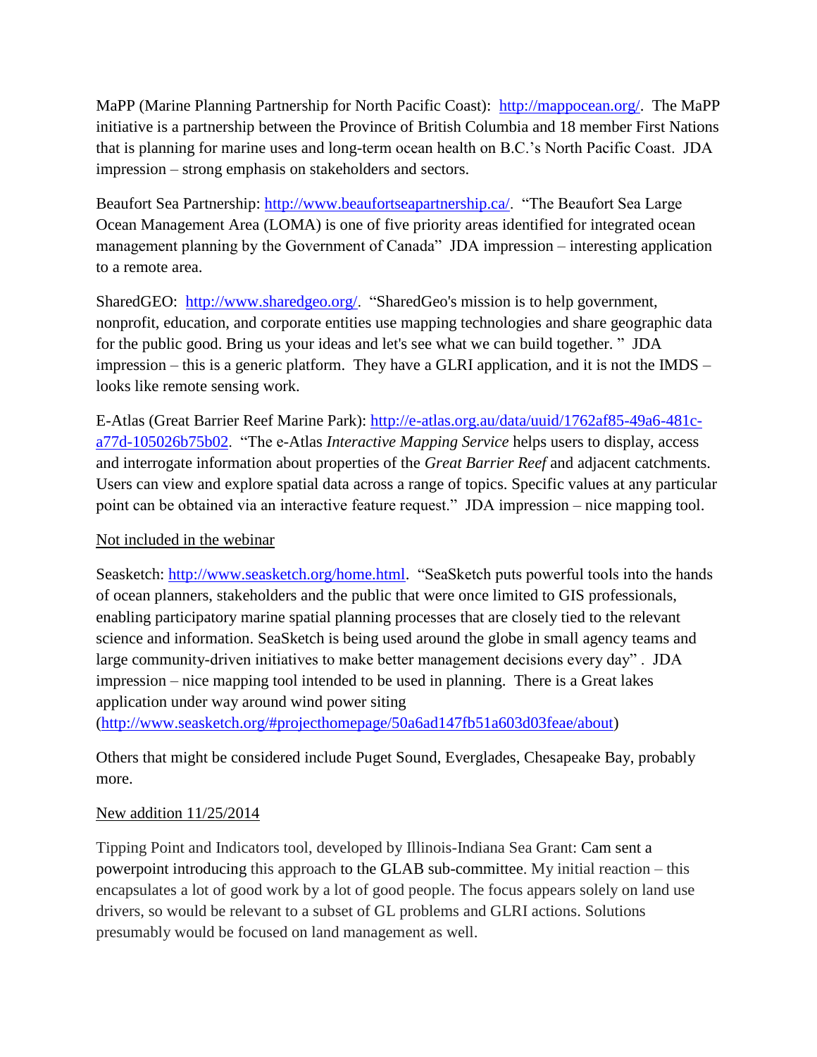MaPP (Marine Planning Partnership for North Pacific Coast): http://mappocean.org/. The MaPP initiative is a partnership between the Province of British Columbia and 18 member First Nations that is planning for marine uses and long-term ocean health on B.C.'s North Pacific Coast. JDA impression – strong emphasis on stakeholders and sectors.

Beaufort Sea Partnership: http://www.beaufortseapartnership.ca/. "The Beaufort Sea Large Ocean Management Area (LOMA) is one of five priority areas identified for integrated ocean management planning by the Government of Canada" JDA impression – interesting application to a remote area.

SharedGEO: http://www.sharedgeo.org/. "SharedGeo's mission is to help government, nonprofit, education, and corporate entities use mapping technologies and share geographic data for the public good. Bring us your ideas and let's see what we can build together. " JDA impression – this is a generic platform. They have a GLRI application, and it is not the IMDS – looks like remote sensing work.

E-Atlas (Great Barrier Reef Marine Park): http://e-atlas.org.au/data/uuid/1762af85-49a6-481c-a77d-105026b75b02. "The e-Atlas *Interactive Mapping Service* helps users to display, access and interrogate information about properties of the *Great Barrier Reef* and adjacent catchments. Users can view and explore spatial data across a range of topics. Specific values at any particular point can be obtained via an interactive feature request." JDA impression – nice mapping tool.

<u>Not included in the webinar</u>

Seasketch: http://www.seasketch.org/home.html. "SeaSketch puts powerful tools into the hands of ocean planners, stakeholders and the public that were once limited to GIS professionals, enabling participatory marine spatial planning processes that are closely tied to the relevant science and information. SeaSketch is being used around the globe in small agency teams and large community-driven initiatives to make better management decisions every day" . JDA impression – nice mapping tool intended to be used in planning. There is a Great lakes application under way around wind power siting (http://www.seasketch.org/#projecthomepage/50a6ad147fb51a603d03feae/about)

Others that might be considered include Puget Sound, Everglades, Chesapeake Bay, probably more.

<u>New addition 11/25/2014</u>

Tipping Point and Indicators tool, developed by Illinois-Indiana Sea Grant: Cam sent a powerpoint introducing this approach to the GLAB sub-committee. My initial reaction – this encapsulates a lot of good work by a lot of good people. The focus appears solely on land use drivers, so would be relevant to a subset of GL problems and GLRI actions. Solutions presumably would be focused on land management as well.